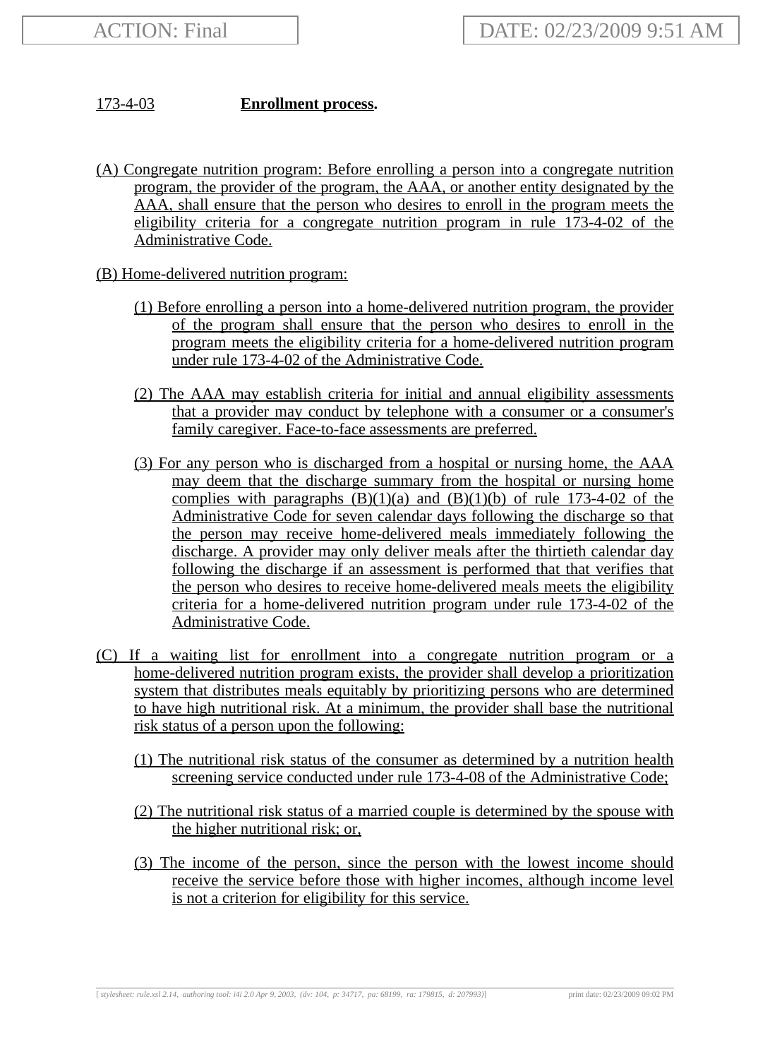ACTION: Final

DATE: 02/23/2009 9:51 AM

173-4-03 **Enrollment process.**

(A) Congregate nutrition program: Before enrolling a person into a congregate nutrition program, the provider of the program, the AAA, or another entity designated by the AAA, shall ensure that the person who desires to enroll in the program meets the eligibility criteria for a congregate nutrition program in rule 173-4-02 of the Administrative Code.

(B) Home-delivered nutrition program:

(1) Before enrolling a person into a home-delivered nutrition program, the provider of the program shall ensure that the person who desires to enroll in the program meets the eligibility criteria for a home-delivered nutrition program under rule 173-4-02 of the Administrative Code.

(2) The AAA may establish criteria for initial and annual eligibility assessments that a provider may conduct by telephone with a consumer or a consumer's family caregiver. Face-to-face assessments are preferred.

(3) For any person who is discharged from a hospital or nursing home, the AAA may deem that the discharge summary from the hospital or nursing home complies with paragraphs (B)(1)(a) and (B)(1)(b) of rule 173-4-02 of the Administrative Code for seven calendar days following the discharge so that the person may receive home-delivered meals immediately following the discharge. A provider may only deliver meals after the thirtieth calendar day following the discharge if an assessment is performed that that verifies that the person who desires to receive home-delivered meals meets the eligibility criteria for a home-delivered nutrition program under rule 173-4-02 of the Administrative Code.

(C) If a waiting list for enrollment into a congregate nutrition program or a home-delivered nutrition program exists, the provider shall develop a prioritization system that distributes meals equitably by prioritizing persons who are determined to have high nutritional risk. At a minimum, the provider shall base the nutritional risk status of a person upon the following:

(1) The nutritional risk status of the consumer as determined by a nutrition health screening service conducted under rule 173-4-08 of the Administrative Code;

(2) The nutritional risk status of a married couple is determined by the spouse with the higher nutritional risk; or,

(3) The income of the person, since the person with the lowest income should receive the service before those with higher incomes, although income level is not a criterion for eligibility for this service.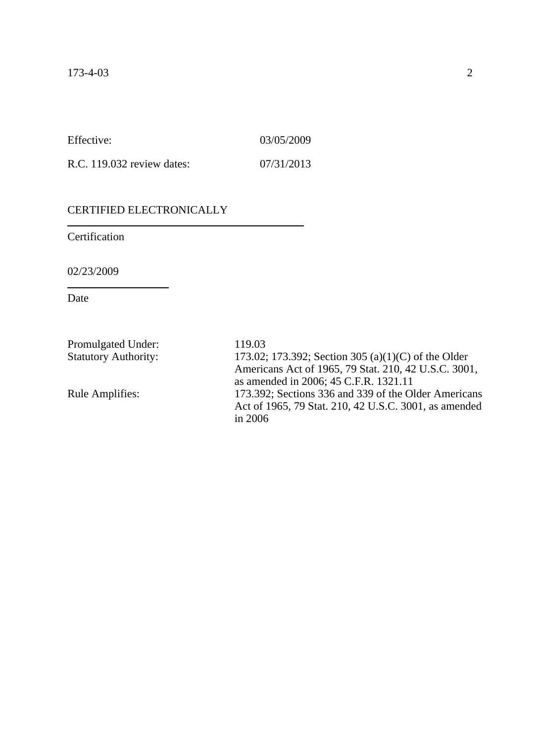| | |
|---|---|
| Effective: | 03/05/2009 |
| R.C. 119.032 review dates: | 07/31/2013 |

CERTIFIED ELECTRONICALLY

Certification

02/23/2009

Date

| | |
|---|---|
| Promulgated Under: | 119.03 |
| Statutory Authority: | 173.02; 173.392; Section 305 (a)(1)(C) of the Older Americans Act of 1965, 79 Stat. 210, 42 U.S.C. 3001, as amended in 2006; 45 C.F.R. 1321.11 |
| Rule Amplifies: | 173.392; Sections 336 and 339 of the Older Americans Act of 1965, 79 Stat. 210, 42 U.S.C. 3001, as amended in 2006 |